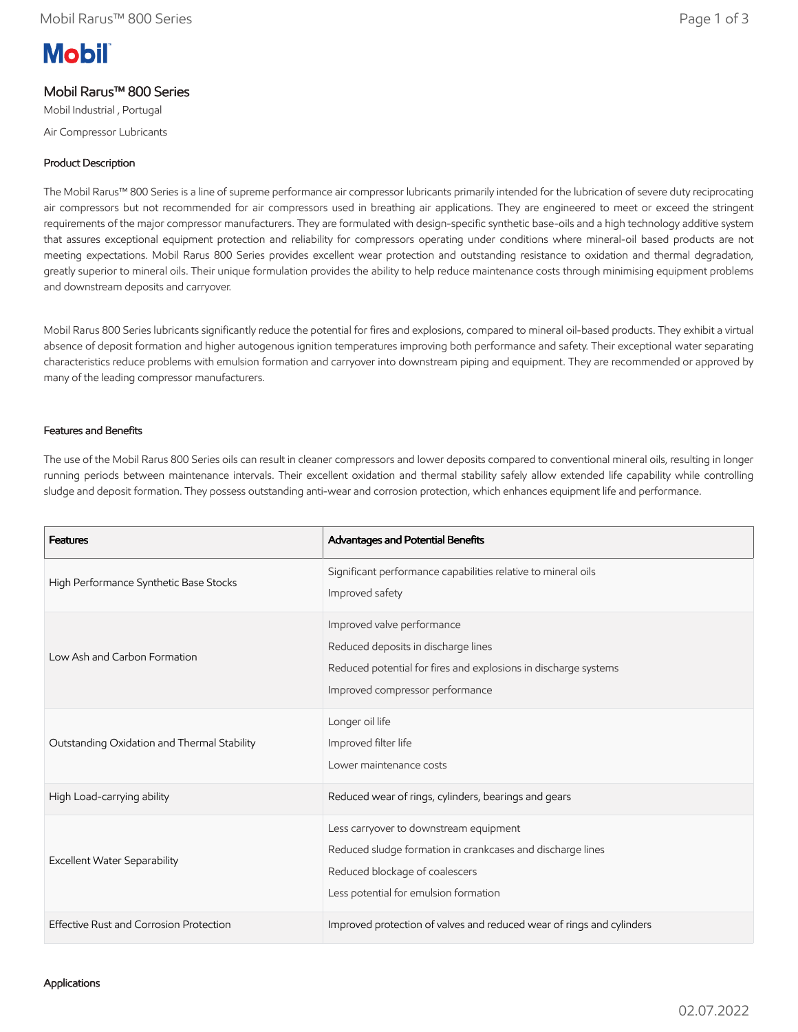Mobil

# Mobil Rarus™ 800 Series

Mobil Industrial , Portugal

Air Compressor Lubricants

## Product Description

The Mobil Rarus™ 800 Series is a line of supreme performance air compressor lubricants primarily intended for the lubrication of severe duty reciprocating air compressors but not recommended for air compressors used in breathing air applications. They are engineered to meet or exceed the stringent requirements of the major compressor manufacturers. They are formulated with design-specific synthetic base-oils and a high technology additive system that assures exceptional equipment protection and reliability for compressors operating under conditions where mineral-oil based products are not meeting expectations. Mobil Rarus 800 Series provides excellent wear protection and outstanding resistance to oxidation and thermal degradation, greatly superior to mineral oils. Their unique formulation provides the ability to help reduce maintenance costs through minimising equipment problems and downstream deposits and carryover.

Mobil Rarus 800 Series lubricants significantly reduce the potential for fires and explosions, compared to mineral oil-based products. They exhibit a virtual absence of deposit formation and higher autogenous ignition temperatures improving both performance and safety. Their exceptional water separating characteristics reduce problems with emulsion formation and carryover into downstream piping and equipment. They are recommended or approved by many of the leading compressor manufacturers.

## Features and Benefits

The use of the Mobil Rarus 800 Series oils can result in cleaner compressors and lower deposits compared to conventional mineral oils, resulting in longer running periods between maintenance intervals. Their excellent oxidation and thermal stability safely allow extended life capability while controlling sludge and deposit formation. They possess outstanding anti-wear and corrosion protection, which enhances equipment life and performance.

| Features | Advantages and Potential Benefits |
| --- | --- |
| High Performance Synthetic Base Stocks | Significant performance capabilities relative to mineral oils<br>Improved safety |
| Low Ash and Carbon Formation | Improved valve performance<br>Reduced deposits in discharge lines<br>Reduced potential for fires and explosions in discharge systems<br>Improved compressor performance |
| Outstanding Oxidation and Thermal Stability | Longer oil life<br>Improved filter life<br>Lower maintenance costs |
| High Load-carrying ability | Reduced wear of rings, cylinders, bearings and gears |
| Excellent Water Separability | Less carryover to downstream equipment<br>Reduced sludge formation in crankcases and discharge lines<br>Reduced blockage of coalescers<br>Less potential for emulsion formation |
| Effective Rust and Corrosion Protection | Improved protection of valves and reduced wear of rings and cylinders |

## Applications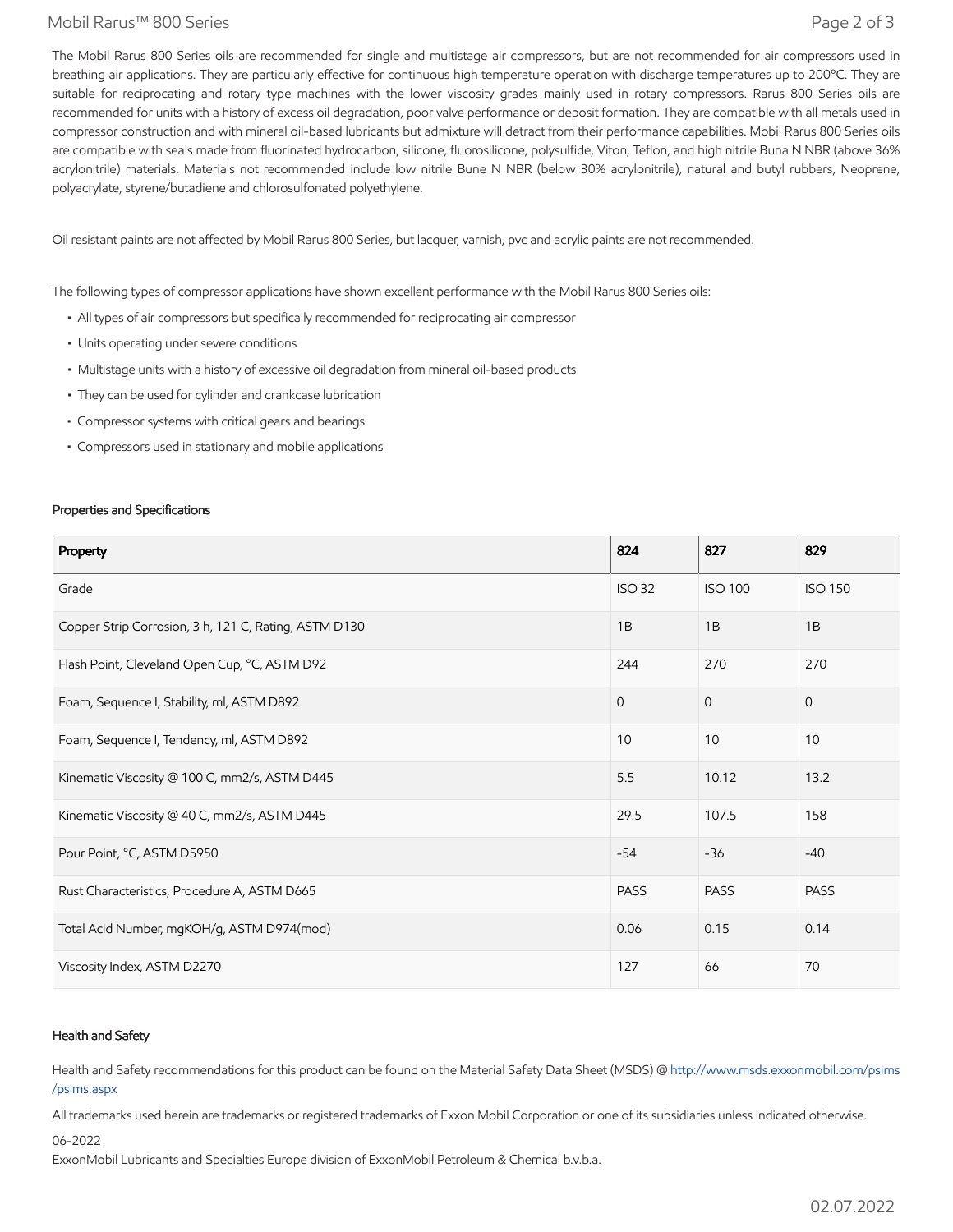The Mobil Rarus 800 Series oils are recommended for single and multistage air compressors, but are not recommended for air compressors used in breathing air applications. They are particularly effective for continuous high temperature operation with discharge temperatures up to 200°C. They are suitable for reciprocating and rotary type machines with the lower viscosity grades mainly used in rotary compressors. Rarus 800 Series oils are recommended for units with a history of excess oil degradation, poor valve performance or deposit formation. They are compatible with all metals used in compressor construction and with mineral oil-based lubricants but admixture will detract from their performance capabilities. Mobil Rarus 800 Series oils are compatible with seals made from fluorinated hydrocarbon, silicone, fluorosilicone, polysulfide, Viton, Teflon, and high nitrile Buna N NBR (above 36% acrylonitrile) materials. Materials not recommended include low nitrile Bune N NBR (below 30% acrylonitrile), natural and butyl rubbers, Neoprene, polyacrylate, styrene/butadiene and chlorosulfonated polyethylene.

Oil resistant paints are not affected by Mobil Rarus 800 Series, but lacquer, varnish, pvc and acrylic paints are not recommended.

The following types of compressor applications have shown excellent performance with the Mobil Rarus 800 Series oils:

- All types of air compressors but specifically recommended for reciprocating air compressor
- Units operating under severe conditions
- Multistage units with a history of excessive oil degradation from mineral oil-based products
- They can be used for cylinder and crankcase lubrication
- Compressor systems with critical gears and bearings
- Compressors used in stationary and mobile applications

### Properties and Specifications

| Property | 824 | 827 | 829 |
| --- | --- | --- | --- |
| Grade | ISO 32 | ISO 100 | ISO 150 |
| Copper Strip Corrosion, 3 h, 121 C, Rating, ASTM D130 | 1B | 1B | 1B |
| Flash Point, Cleveland Open Cup, °C, ASTM D92 | 244 | 270 | 270 |
| Foam, Sequence I, Stability, ml, ASTM D892 | 0 | 0 | 0 |
| Foam, Sequence I, Tendency, ml, ASTM D892 | 10 | 10 | 10 |
| Kinematic Viscosity @ 100 C, mm2/s, ASTM D445 | 5.5 | 10.12 | 13.2 |
| Kinematic Viscosity @ 40 C, mm2/s, ASTM D445 | 29.5 | 107.5 | 158 |
| Pour Point, °C, ASTM D5950 | -54 | -36 | -40 |
| Rust Characteristics, Procedure A, ASTM D665 | PASS | PASS | PASS |
| Total Acid Number, mgKOH/g, ASTM D974(mod) | 0.06 | 0.15 | 0.14 |
| Viscosity Index, ASTM D2270 | 127 | 66 | 70 |

### Health and Safety

Health and Safety recommendations for this product can be found on the Material Safety Data Sheet (MSDS) @ http://www.msds.exxonmobil.com/psims/psims.aspx

All trademarks used herein are trademarks or registered trademarks of Exxon Mobil Corporation or one of its subsidiaries unless indicated otherwise.

06-2022

ExxonMobil Lubricants and Specialties Europe division of ExxonMobil Petroleum & Chemical b.v.b.a.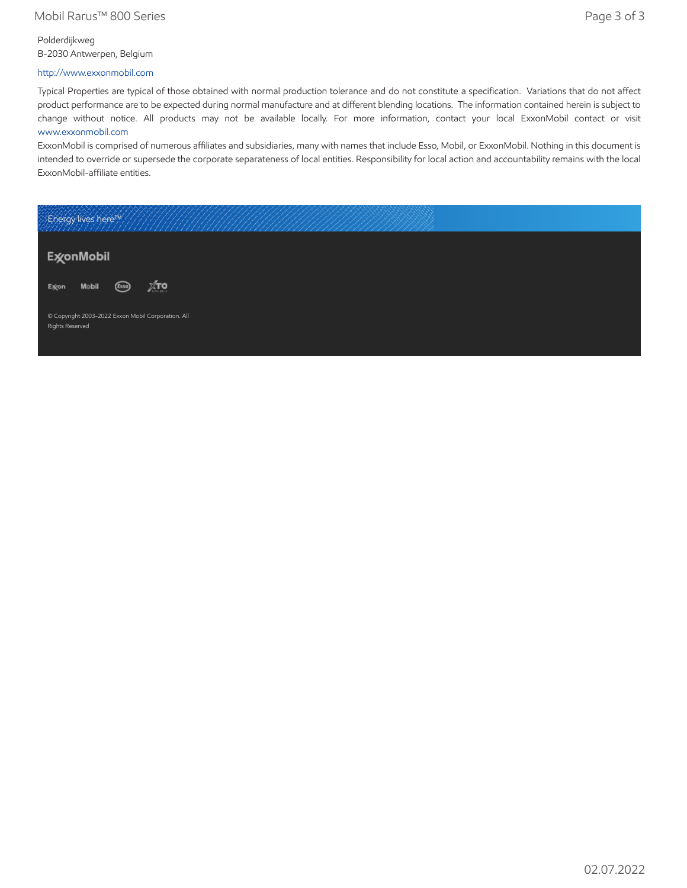Polderdijkweg
B-2030 Antwerpen, Belgium

http://www.exxonmobil.com

Typical Properties are typical of those obtained with normal production tolerance and do not constitute a specification. Variations that do not affect product performance are to be expected during normal manufacture and at different blending locations. The information contained herein is subject to change without notice. All products may not be available locally. For more information, contact your local ExxonMobil contact or visit www.exxonmobil.com

ExxonMobil is comprised of numerous affiliates and subsidiaries, many with names that include Esso, Mobil, or ExxonMobil. Nothing in this document is intended to override or supersede the corporate separateness of local entities. Responsibility for local action and accountability remains with the local ExxonMobil-affiliate entities.

Energy lives here™

ExxonMobil

Exxon Mobil Esso XTO

© Copyright 2003-2022 Exxon Mobil Corporation. All Rights Reserved

02.07.2022